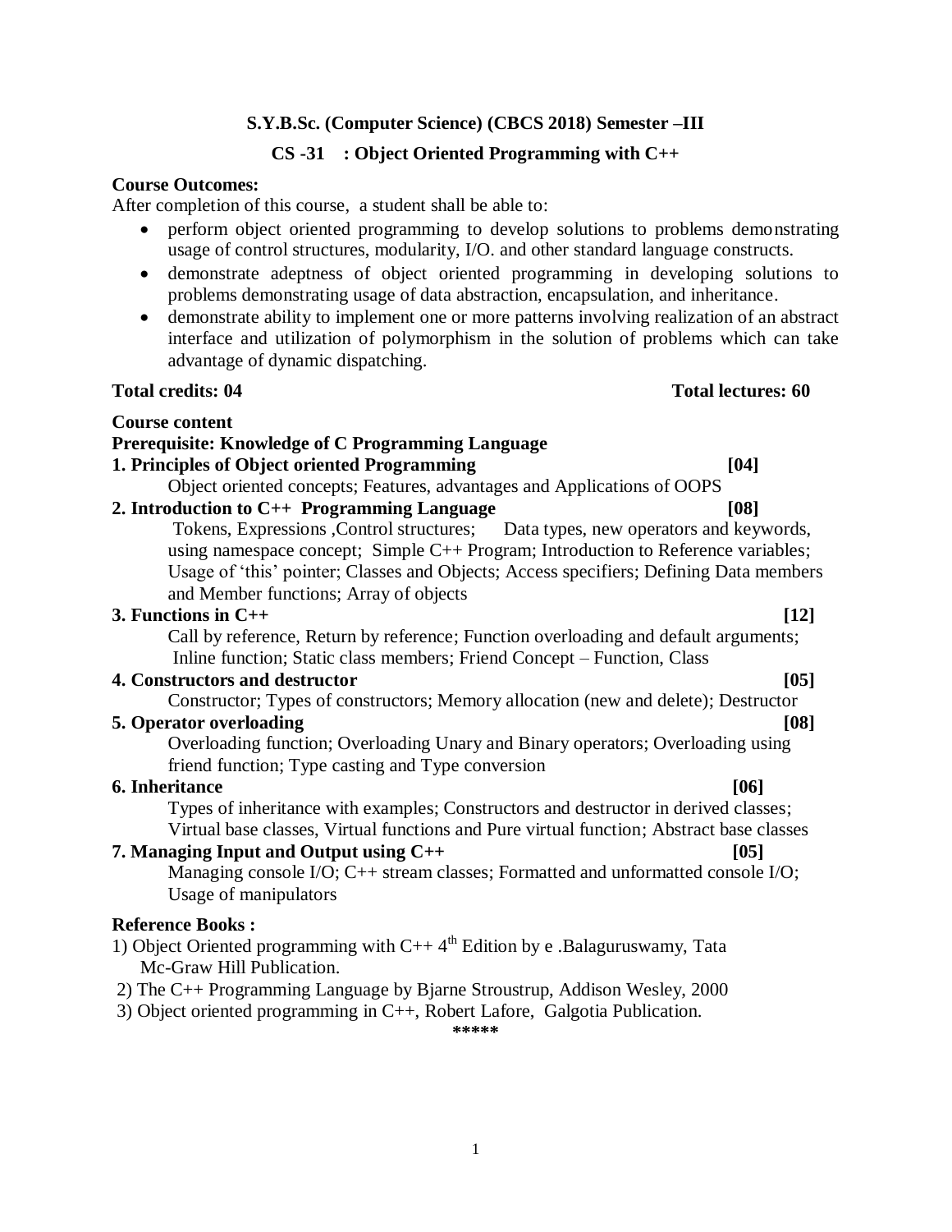**S.Y.B.Sc. (Computer Science) (CBCS 2018) Semester –III**

**CS -31 : Object Oriented Programming with C++**

**Course Outcomes:**

After completion of this course, a student shall be able to:

- perform object oriented programming to develop solutions to problems demonstrating usage of control structures, modularity, I/O. and other standard language constructs.
- demonstrate adeptness of object oriented programming in developing solutions to problems demonstrating usage of data abstraction, encapsulation, and inheritance.
- demonstrate ability to implement one or more patterns involving realization of an abstract interface and utilization of polymorphism in the solution of problems which can take advantage of dynamic dispatching.

**Total credits: 04** **Total lectures: 60**

**Course content**

**Prerequisite: Knowledge of C Programming Language**

**1. Principles of Object oriented Programming [04]**

Object oriented concepts; Features, advantages and Applications of OOPS

**2. Introduction to C++ Programming Language [08]**

Tokens, Expressions ,Control structures; Data types, new operators and keywords, using namespace concept; Simple C++ Program; Introduction to Reference variables; Usage of 'this' pointer; Classes and Objects; Access specifiers; Defining Data members and Member functions; Array of objects

**3. Functions in C++ [12]**

Call by reference, Return by reference; Function overloading and default arguments; Inline function; Static class members; Friend Concept – Function, Class

**4. Constructors and destructor [05]**

Constructor; Types of constructors; Memory allocation (new and delete); Destructor

**5. Operator overloading [08]**

Overloading function; Overloading Unary and Binary operators; Overloading using friend function; Type casting and Type conversion

**6. Inheritance [06]**

Types of inheritance with examples; Constructors and destructor in derived classes; Virtual base classes, Virtual functions and Pure virtual function; Abstract base classes

**7. Managing Input and Output using C++ [05]**

Managing console I/O; C++ stream classes; Formatted and unformatted console I/O; Usage of manipulators

**Reference Books :**

1) Object Oriented programming with C++ 4th Edition by e .Balaguruswamy, Tata Mc-Graw Hill Publication.

2) The C++ Programming Language by Bjarne Stroustrup, Addison Wesley, 2000

3) Object oriented programming in C++, Robert Lafore, Galgotia Publication.

*****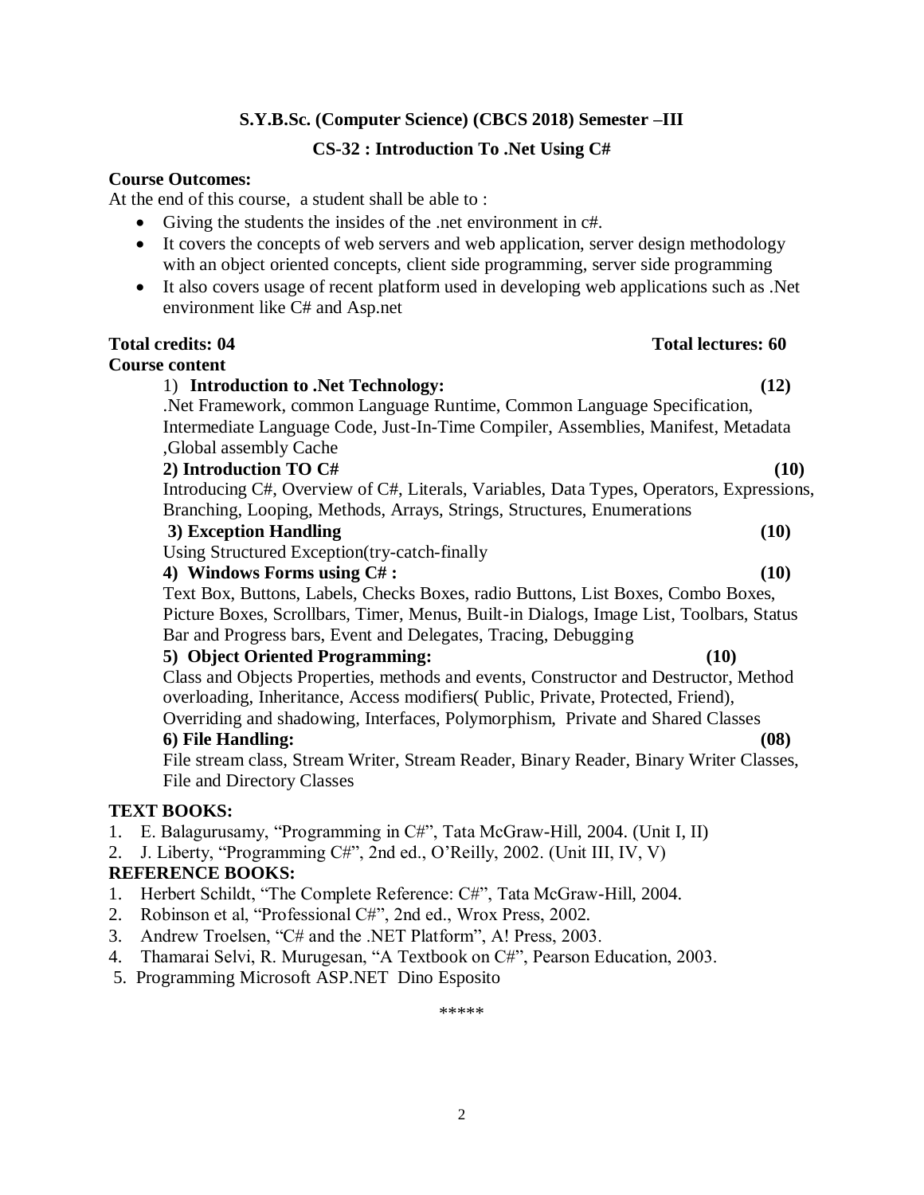**S.Y.B.Sc. (Computer Science) (CBCS 2018) Semester –III**

**CS-32 : Introduction To .Net Using C#**

**Course Outcomes:**

At the end of this course, a student shall be able to :

- Giving the students the insides of the .net environment in c#.
- It covers the concepts of web servers and web application, server design methodology with an object oriented concepts, client side programming, server side programming
- It also covers usage of recent platform used in developing web applications such as .Net environment like C# and Asp.net

**Total credits: 04** **Total lectures: 60**

**Course content**

1) **Introduction to .Net Technology:** **(12)**

.Net Framework, common Language Runtime, Common Language Specification, Intermediate Language Code, Just-In-Time Compiler, Assemblies, Manifest, Metadata ,Global assembly Cache

**2) Introduction TO C#** **(10)**

Introducing C#, Overview of C#, Literals, Variables, Data Types, Operators, Expressions, Branching, Looping, Methods, Arrays, Strings, Structures, Enumerations

**3) Exception Handling** **(10)**

Using Structured Exception(try-catch-finally

**4) Windows Forms using C# :** **(10)**

Text Box, Buttons, Labels, Checks Boxes, radio Buttons, List Boxes, Combo Boxes, Picture Boxes, Scrollbars, Timer, Menus, Built-in Dialogs, Image List, Toolbars, Status Bar and Progress bars, Event and Delegates, Tracing, Debugging

**5) Object Oriented Programming:** **(10)**

Class and Objects Properties, methods and events, Constructor and Destructor, Method overloading, Inheritance, Access modifiers( Public, Private, Protected, Friend), Overriding and shadowing, Interfaces, Polymorphism, Private and Shared Classes

**6) File Handling:** **(08)**

File stream class, Stream Writer, Stream Reader, Binary Reader, Binary Writer Classes, File and Directory Classes

**TEXT BOOKS:**

1. E. Balagurusamy, “Programming in C#”, Tata McGraw-Hill, 2004. (Unit I, II)
2. J. Liberty, “Programming C#”, 2nd ed., O’Reilly, 2002. (Unit III, IV, V)

**REFERENCE BOOKS:**

1. Herbert Schildt, “The Complete Reference: C#”, Tata McGraw-Hill, 2004.
2. Robinson et al, “Professional C#”, 2nd ed., Wrox Press, 2002.
3. Andrew Troelsen, “C# and the .NET Platform”, A! Press, 2003.
4. Thamarai Selvi, R. Murugesan, “A Textbook on C#”, Pearson Education, 2003.
5. Programming Microsoft ASP.NET Dino Esposito

\*\*\*\*\*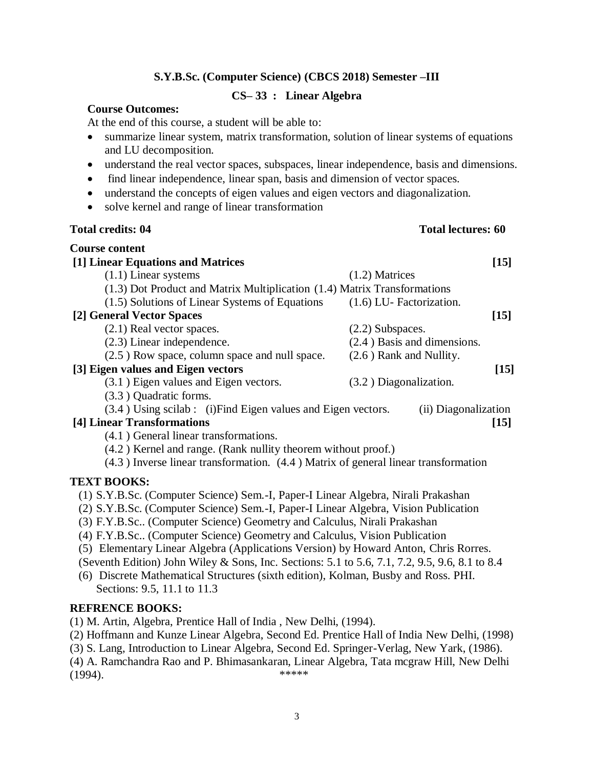## S.Y.B.Sc. (Computer Science) (CBCS 2018) Semester –III

### CS– 33 : Linear Algebra

**Course Outcomes:**

At the end of this course, a student will be able to:

- summarize linear system, matrix transformation, solution of linear systems of equations and LU decomposition.
- understand the real vector spaces, subspaces, linear independence, basis and dimensions.
- find linear independence, linear span, basis and dimension of vector spaces.
- understand the concepts of eigen values and eigen vectors and diagonalization.
- solve kernel and range of linear transformation

**Total credits: 04** **Total lectures: 60**

**Course content**

**[1] Linear Equations and Matrices** **[15]**

(1.1) Linear systems (1.2) Matrices
(1.3) Dot Product and Matrix Multiplication (1.4) Matrix Transformations
(1.5) Solutions of Linear Systems of Equations (1.6) LU- Factorization.

**[2] General Vector Spaces** **[15]**

(2.1) Real vector spaces. (2.2) Subspaces.
(2.3) Linear independence. (2.4 ) Basis and dimensions.
(2.5 ) Row space, column space and null space. (2.6 ) Rank and Nullity.

**[3] Eigen values and Eigen vectors** **[15]**

(3.1 ) Eigen values and Eigen vectors. (3.2 ) Diagonalization.
(3.3 ) Quadratic forms.
(3.4 ) Using scilab : (i)Find Eigen values and Eigen vectors. (ii) Diagonalization

**[4] Linear Transformations** **[15]**

(4.1 ) General linear transformations.
(4.2 ) Kernel and range. (Rank nullity theorem without proof.)
(4.3 ) Inverse linear transformation. (4.4 ) Matrix of general linear transformation

**TEXT BOOKS:**

(1) S.Y.B.Sc. (Computer Science) Sem.-I, Paper-I Linear Algebra, Nirali Prakashan
(2) S.Y.B.Sc. (Computer Science) Sem.-I, Paper-I Linear Algebra, Vision Publication
(3) F.Y.B.Sc.. (Computer Science) Geometry and Calculus, Nirali Prakashan
(4) F.Y.B.Sc.. (Computer Science) Geometry and Calculus, Vision Publication
(5) Elementary Linear Algebra (Applications Version) by Howard Anton, Chris Rorres. (Seventh Edition) John Wiley & Sons, Inc. Sections: 5.1 to 5.6, 7.1, 7.2, 9.5, 9.6, 8.1 to 8.4
(6) Discrete Mathematical Structures (sixth edition), Kolman, Busby and Ross. PHI. Sections: 9.5, 11.1 to 11.3

**REFRENCE BOOKS:**

(1) M. Artin, Algebra, Prentice Hall of India , New Delhi, (1994).
(2) Hoffmann and Kunze Linear Algebra, Second Ed. Prentice Hall of India New Delhi, (1998)
(3) S. Lang, Introduction to Linear Algebra, Second Ed. Springer-Verlag, New Yark, (1986).
(4) A. Ramchandra Rao and P. Bhimasankaran, Linear Algebra, Tata mcgraw Hill, New Delhi (1994).

*****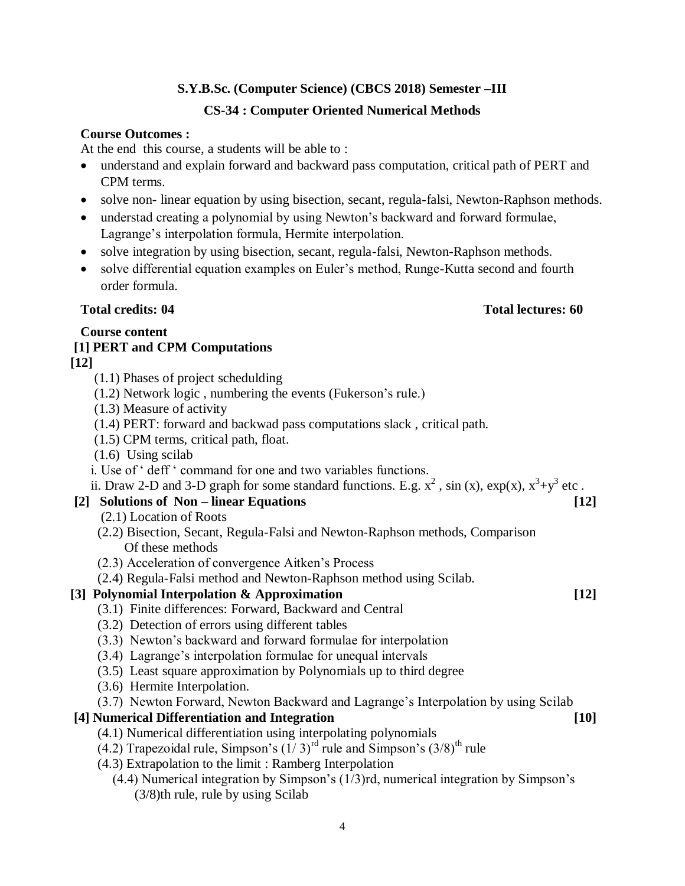**S.Y.B.Sc. (Computer Science) (CBCS 2018) Semester –III**

**CS-34 : Computer Oriented Numerical Methods**

**Course Outcomes :**

At the end this course, a students will be able to :

- understand and explain forward and backward pass computation, critical path of PERT and CPM terms.
- solve non- linear equation by using bisection, secant, regula-falsi, Newton-Raphson methods.
- understad creating a polynomial by using Newton's backward and forward formulae, Lagrange's interpolation formula, Hermite interpolation.
- solve integration by using bisection, secant, regula-falsi, Newton-Raphson methods.
- solve differential equation examples on Euler's method, Runge-Kutta second and fourth order formula.

**Total credits: 04** **Total lectures: 60**

**Course content**

**[1] PERT and CPM Computations**
**[12]**

(1.1) Phases of project schedulding
(1.2) Network logic , numbering the events (Fukerson's rule.)
(1.3) Measure of activity
(1.4) PERT: forward and backwad pass computations slack , critical path.
(1.5) CPM terms, critical path, float.
(1.6) Using scilab
i. Use of ' deff ' command for one and two variables functions.
ii. Draw 2-D and 3-D graph for some standard functions. E.g. $x^2$ , sin (x), exp(x), $x^3+y^3$ etc .

**[2] Solutions of Non – linear Equations** **[12]**

(2.1) Location of Roots
(2.2) Bisection, Secant, Regula-Falsi and Newton-Raphson methods, Comparison Of these methods
(2.3) Acceleration of convergence Aitken's Process
(2.4) Regula-Falsi method and Newton-Raphson method using Scilab.

**[3] Polynomial Interpolation & Approximation** **[12]**

(3.1) Finite differences: Forward, Backward and Central
(3.2) Detection of errors using different tables
(3.3) Newton's backward and forward formulae for interpolation
(3.4) Lagrange's interpolation formulae for unequal intervals
(3.5) Least square approximation by Polynomials up to third degree
(3.6) Hermite Interpolation.
(3.7) Newton Forward, Newton Backward and Lagrange's Interpolation by using Scilab

**[4] Numerical Differentiation and Integration** **[10]**

(4.1) Numerical differentiation using interpolating polynomials
(4.2) Trapezoidal rule, Simpson's $(1/3)^{rd}$ rule and Simpson's $(3/8)^{th}$ rule
(4.3) Extrapolation to the limit : Ramberg Interpolation
(4.4) Numerical integration by Simpson's (1/3)rd, numerical integration by Simpson's (3/8)th rule, rule by using Scilab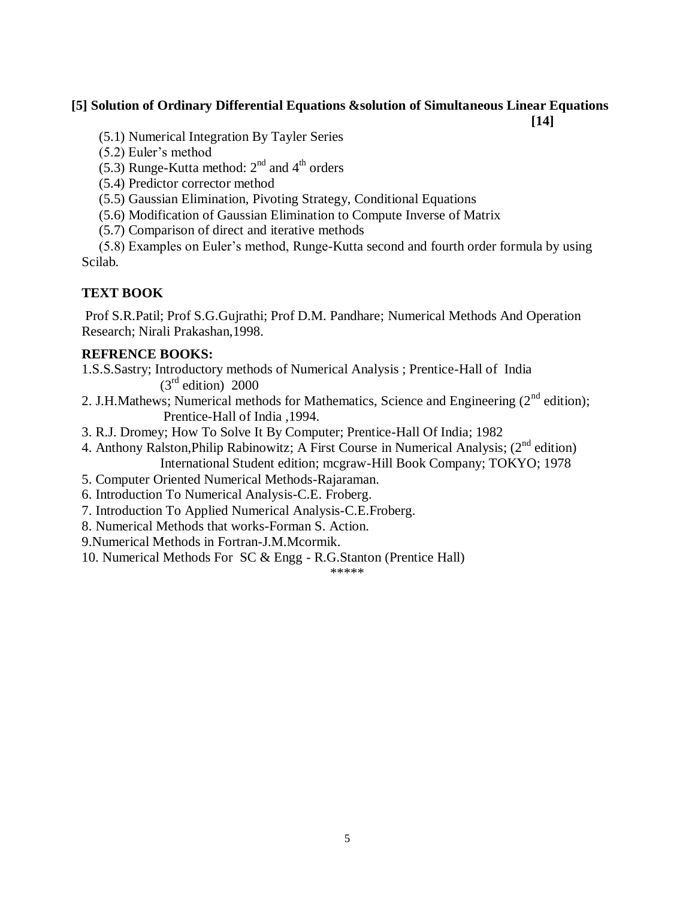### [5] Solution of Ordinary Differential Equations &solution of Simultaneous Linear Equations [14]

(5.1) Numerical Integration By Tayler Series

(5.2) Euler's method

(5.3) Runge-Kutta method: $2^{nd}$ and $4^{th}$ orders

(5.4) Predictor corrector method

(5.5) Gaussian Elimination, Pivoting Strategy, Conditional Equations

(5.6) Modification of Gaussian Elimination to Compute Inverse of Matrix

(5.7) Comparison of direct and iterative methods

(5.8) Examples on Euler's method, Runge-Kutta second and fourth order formula by using Scilab.

### TEXT BOOK

Prof S.R.Patil; Prof S.G.Gujrathi; Prof D.M. Pandhare; Numerical Methods And Operation Research; Nirali Prakashan,1998.

### REFRENCE BOOKS:

1.S.S.Sastry; Introductory methods of Numerical Analysis ; Prentice-Hall of India ($3^{rd}$ edition) 2000

2. J.H.Mathews; Numerical methods for Mathematics, Science and Engineering ($2^{nd}$ edition); Prentice-Hall of India ,1994.

3. R.J. Dromey; How To Solve It By Computer; Prentice-Hall Of India; 1982

4. Anthony Ralston,Philip Rabinowitz; A First Course in Numerical Analysis; ($2^{nd}$ edition) International Student edition; mcgraw-Hill Book Company; TOKYO; 1978

5. Computer Oriented Numerical Methods-Rajaraman.

6. Introduction To Numerical Analysis-C.E. Froberg.

7. Introduction To Applied Numerical Analysis-C.E.Froberg.

8. Numerical Methods that works-Forman S. Action.

9.Numerical Methods in Fortran-J.M.Mcormik.

10. Numerical Methods For SC & Engg - R.G.Stanton (Prentice Hall)

*****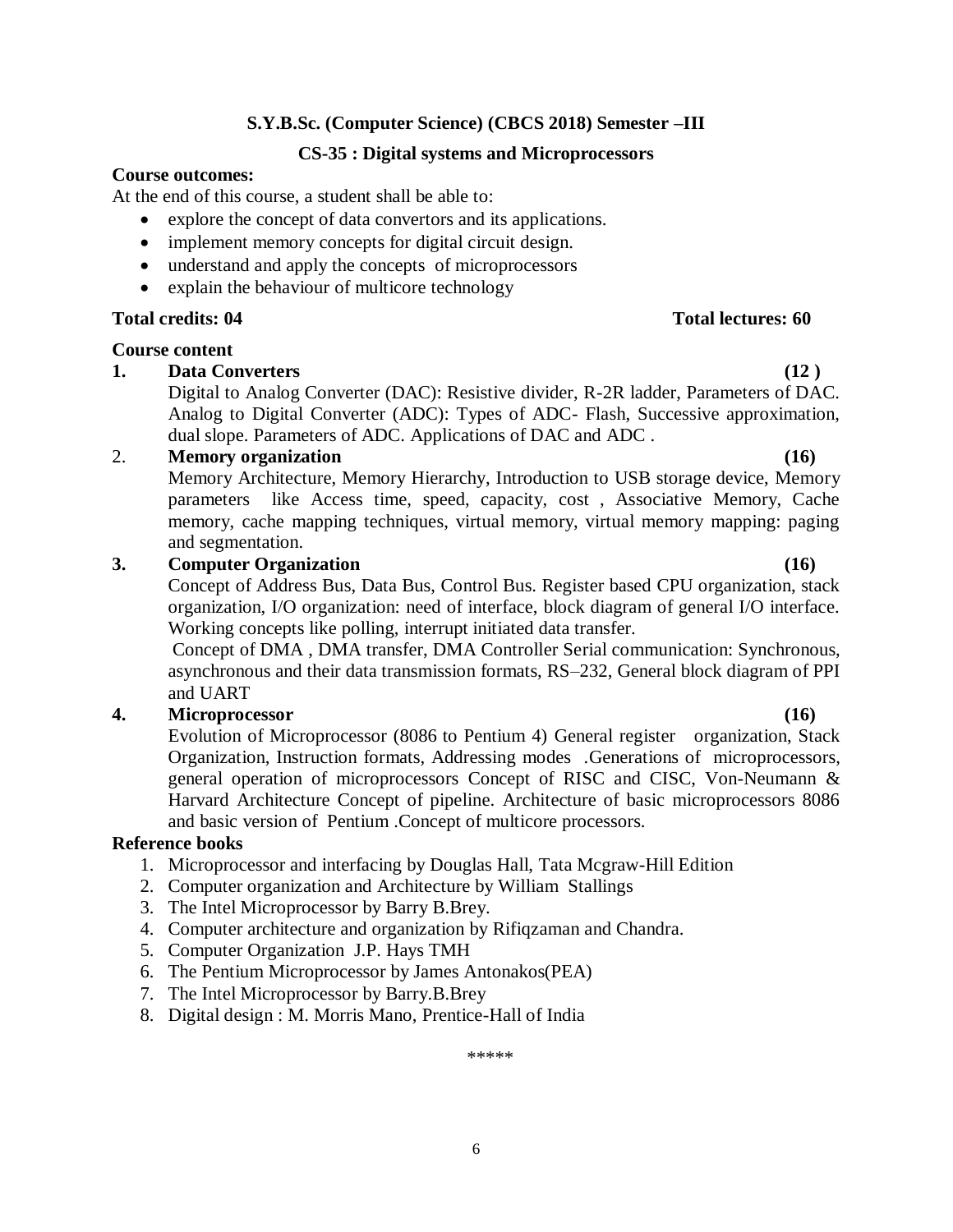## S.Y.B.Sc. (Computer Science) (CBCS 2018) Semester –III

### CS-35 : Digital systems and Microprocessors

**Course outcomes:**

At the end of this course, a student shall be able to:

- explore the concept of data convertors and its applications.
- implement memory concepts for digital circuit design.
- understand and apply the concepts of microprocessors
- explain the behaviour of multicore technology

**Total credits: 04** **Total lectures: 60**

**Course content**

1. **Data Converters** **(12 )**

   Digital to Analog Converter (DAC): Resistive divider, R-2R ladder, Parameters of DAC. Analog to Digital Converter (ADC): Types of ADC- Flash, Successive approximation, dual slope. Parameters of ADC. Applications of DAC and ADC .

2. **Memory organization** **(16)**

   Memory Architecture, Memory Hierarchy, Introduction to USB storage device, Memory parameters like Access time, speed, capacity, cost , Associative Memory, Cache memory, cache mapping techniques, virtual memory, virtual memory mapping: paging and segmentation.

3. **Computer Organization** **(16)**

   Concept of Address Bus, Data Bus, Control Bus. Register based CPU organization, stack organization, I/O organization: need of interface, block diagram of general I/O interface. Working concepts like polling, interrupt initiated data transfer.

   Concept of DMA , DMA transfer, DMA Controller Serial communication: Synchronous, asynchronous and their data transmission formats, RS–232, General block diagram of PPI and UART

4. **Microprocessor** **(16)**

   Evolution of Microprocessor (8086 to Pentium 4) General register organization, Stack Organization, Instruction formats, Addressing modes .Generations of microprocessors, general operation of microprocessors Concept of RISC and CISC, Von-Neumann & Harvard Architecture Concept of pipeline. Architecture of basic microprocessors 8086 and basic version of Pentium .Concept of multicore processors.

**Reference books**

1. Microprocessor and interfacing by Douglas Hall, Tata Mcgraw-Hill Edition
2. Computer organization and Architecture by William Stallings
3. The Intel Microprocessor by Barry B.Brey.
4. Computer architecture and organization by Rifiqzaman and Chandra.
5. Computer Organization J.P. Hays TMH
6. The Pentium Microprocessor by James Antonakos(PEA)
7. The Intel Microprocessor by Barry.B.Brey
8. Digital design : M. Morris Mano, Prentice-Hall of India

*****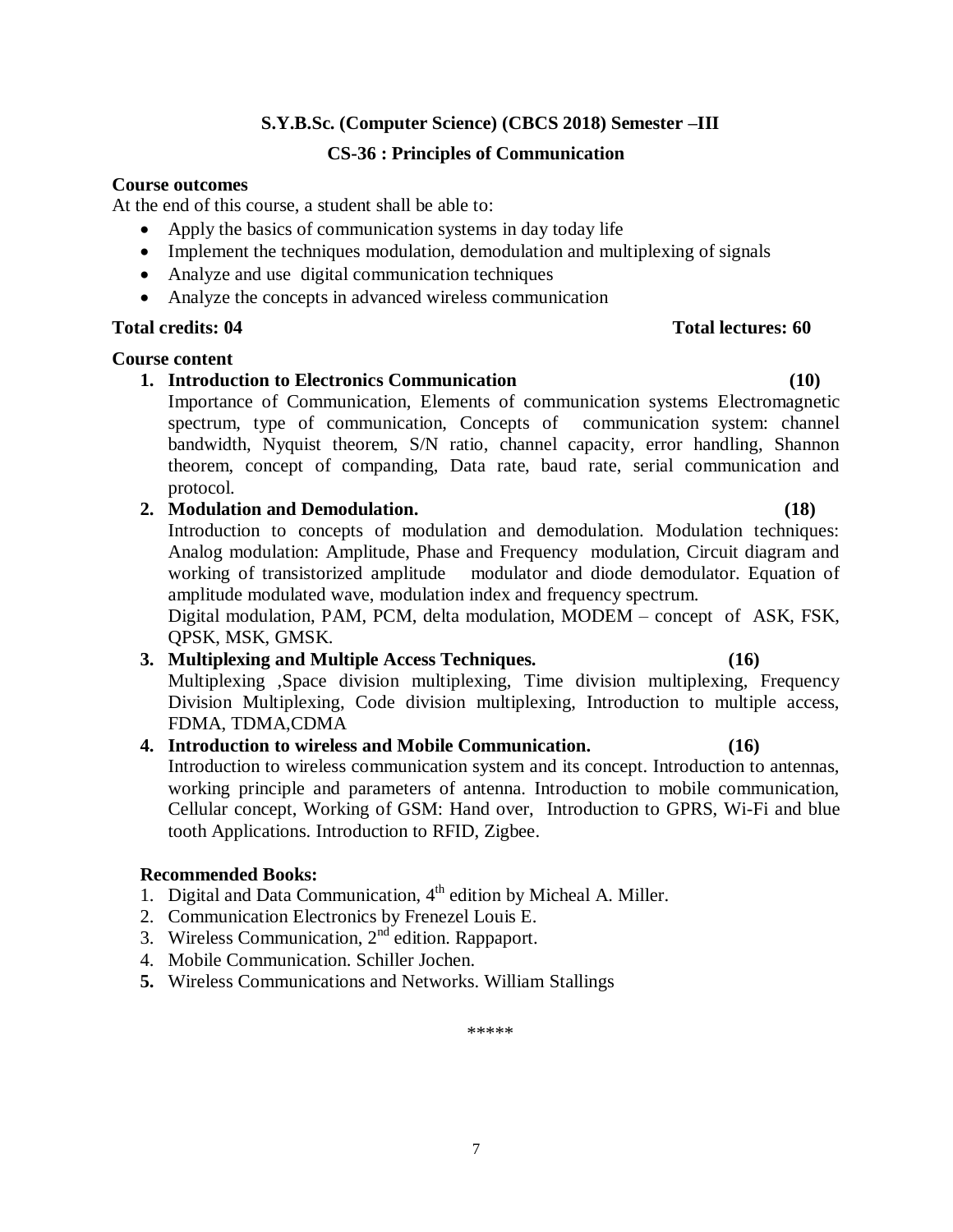**S.Y.B.Sc. (Computer Science) (CBCS 2018) Semester –III**

**CS-36 : Principles of Communication**

**Course outcomes**

At the end of this course, a student shall be able to:

- Apply the basics of communication systems in day today life
- Implement the techniques modulation, demodulation and multiplexing of signals
- Analyze and use digital communication techniques
- Analyze the concepts in advanced wireless communication

**Total credits: 04** **Total lectures: 60**

**Course content**

1. **Introduction to Electronics Communication (10)**
   Importance of Communication, Elements of communication systems Electromagnetic spectrum, type of communication, Concepts of communication system: channel bandwidth, Nyquist theorem, S/N ratio, channel capacity, error handling, Shannon theorem, concept of companding, Data rate, baud rate, serial communication and protocol.
2. **Modulation and Demodulation. (18)**
   Introduction to concepts of modulation and demodulation. Modulation techniques: Analog modulation: Amplitude, Phase and Frequency modulation, Circuit diagram and working of transistorized amplitude modulator and diode demodulator. Equation of amplitude modulated wave, modulation index and frequency spectrum.
   Digital modulation, PAM, PCM, delta modulation, MODEM – concept of ASK, FSK, QPSK, MSK, GMSK.
3. **Multiplexing and Multiple Access Techniques. (16)**
   Multiplexing ,Space division multiplexing, Time division multiplexing, Frequency Division Multiplexing, Code division multiplexing, Introduction to multiple access, FDMA, TDMA,CDMA
4. **Introduction to wireless and Mobile Communication. (16)**
   Introduction to wireless communication system and its concept. Introduction to antennas, working principle and parameters of antenna. Introduction to mobile communication, Cellular concept, Working of GSM: Hand over, Introduction to GPRS, Wi-Fi and blue tooth Applications. Introduction to RFID, Zigbee.

**Recommended Books:**

1. Digital and Data Communication, 4th edition by Micheal A. Miller.
2. Communication Electronics by Frenezel Louis E.
3. Wireless Communication, 2nd edition. Rappaport.
4. Mobile Communication. Schiller Jochen.
5. Wireless Communications and Networks. William Stallings

*****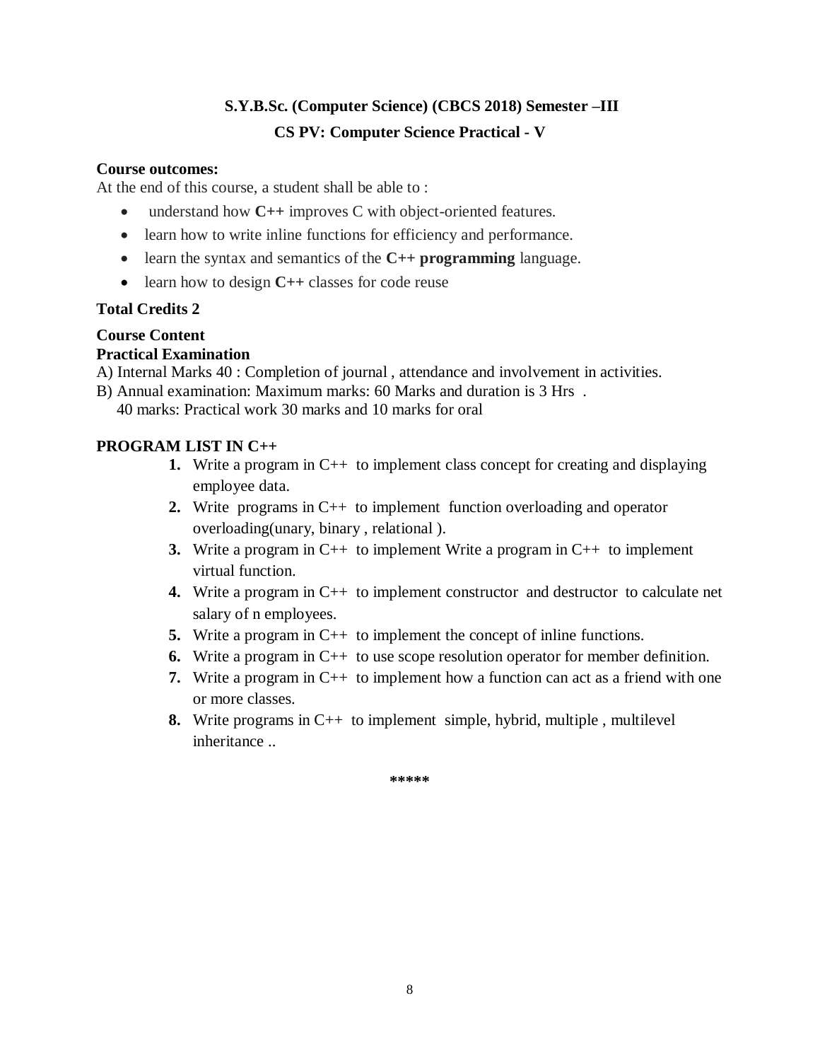**S.Y.B.Sc. (Computer Science) (CBCS 2018) Semester –III**

**CS PV: Computer Science Practical - V**

**Course outcomes:**

At the end of this course, a student shall be able to :

- understand how **C++** improves C with object-oriented features.
- learn how to write inline functions for efficiency and performance.
- learn the syntax and semantics of the **C++ programming** language.
- learn how to design **C++** classes for code reuse

**Total Credits 2**

**Course Content**

**Practical Examination**

A) Internal Marks 40 : Completion of journal , attendance and involvement in activities.

B) Annual examination: Maximum marks: 60 Marks and duration is 3 Hrs .
40 marks: Practical work 30 marks and 10 marks for oral

**PROGRAM LIST IN C++**

1. Write a program in C++ to implement class concept for creating and displaying employee data.
2. Write programs in C++ to implement function overloading and operator overloading(unary, binary , relational ).
3. Write a program in C++ to implement Write a program in C++ to implement virtual function.
4. Write a program in C++ to implement constructor and destructor to calculate net salary of n employees.
5. Write a program in C++ to implement the concept of inline functions.
6. Write a program in C++ to use scope resolution operator for member definition.
7. Write a program in C++ to implement how a function can act as a friend with one or more classes.
8. Write programs in C++ to implement simple, hybrid, multiple , multilevel inheritance ..

*****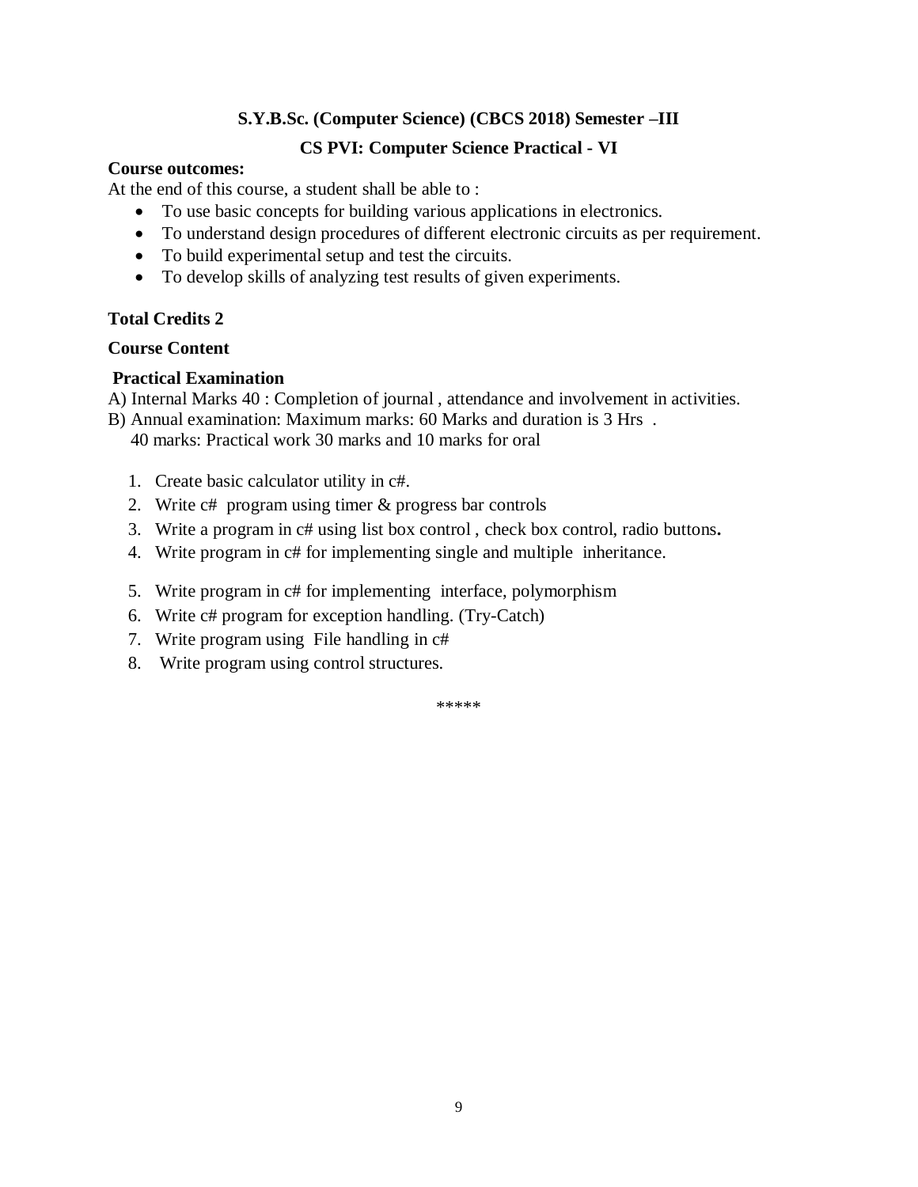**S.Y.B.Sc. (Computer Science) (CBCS 2018) Semester –III**

**CS PVI: Computer Science Practical - VI**

**Course outcomes:**

At the end of this course, a student shall be able to :

- To use basic concepts for building various applications in electronics.
- To understand design procedures of different electronic circuits as per requirement.
- To build experimental setup and test the circuits.
- To develop skills of analyzing test results of given experiments.

**Total Credits 2**

**Course Content**

**Practical Examination**

A) Internal Marks 40 : Completion of journal , attendance and involvement in activities.

B) Annual examination: Maximum marks: 60 Marks and duration is 3 Hrs .
 40 marks: Practical work 30 marks and 10 marks for oral

1. Create basic calculator utility in c#.
2. Write c# program using timer & progress bar controls
3. Write a program in c# using list box control , check box control, radio buttons**.**
4. Write program in c# for implementing single and multiple inheritance.
5. Write program in c# for implementing interface, polymorphism
6. Write c# program for exception handling. (Try-Catch)
7. Write program using File handling in c#
8. Write program using control structures.

*****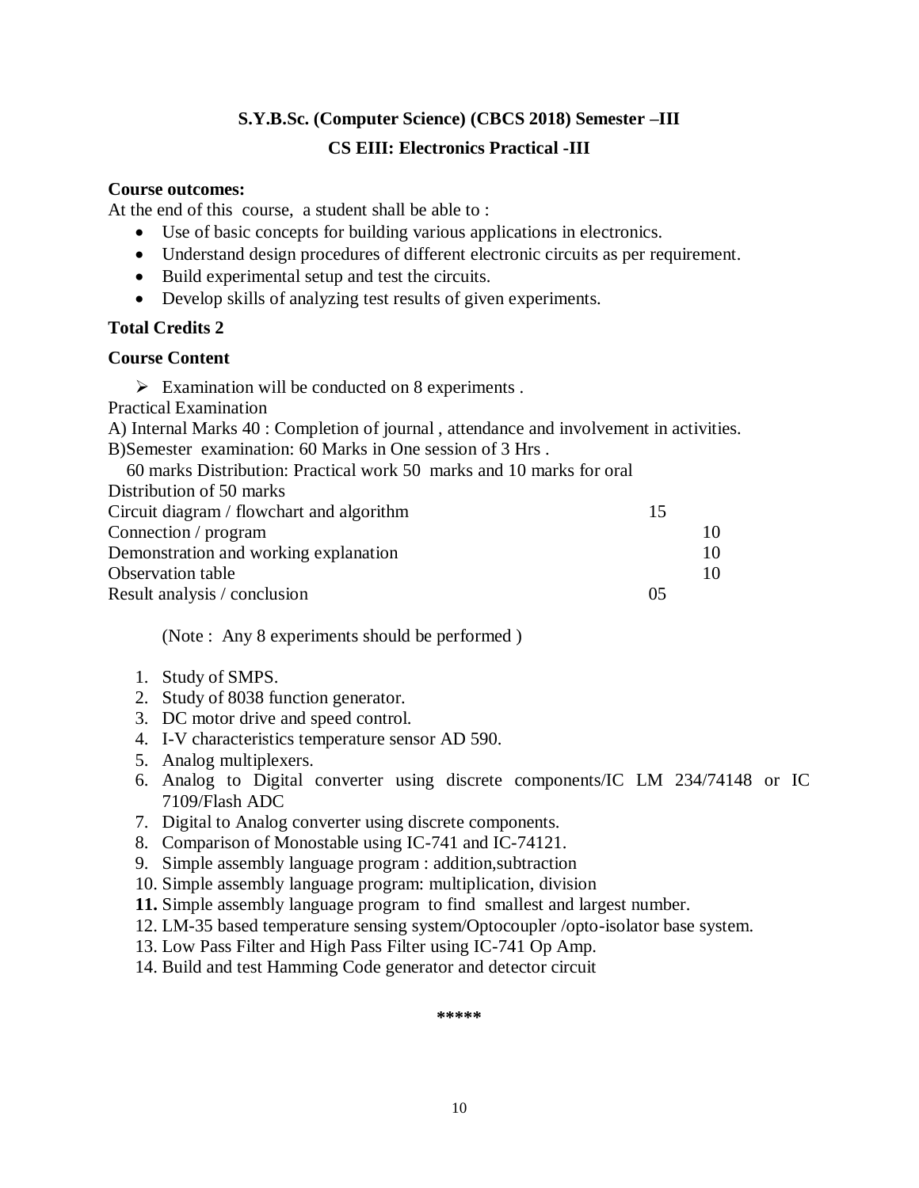## S.Y.B.Sc. (Computer Science) (CBCS 2018) Semester –III

## CS EIII: Electronics Practical -III

**Course outcomes:**

At the end of this course, a student shall be able to :

- Use of basic concepts for building various applications in electronics.
- Understand design procedures of different electronic circuits as per requirement.
- Build experimental setup and test the circuits.
- Develop skills of analyzing test results of given experiments.

**Total Credits 2**

**Course Content**

- Examination will be conducted on 8 experiments .

Practical Examination

A) Internal Marks 40 : Completion of journal , attendance and involvement in activities.

B)Semester examination: 60 Marks in One session of 3 Hrs .

60 marks Distribution: Practical work 50 marks and 10 marks for oral

Distribution of 50 marks

| | |
|---|---|
| Circuit diagram / flowchart and algorithm | 15 |
| Connection / program | 10 |
| Demonstration and working explanation | 10 |
| Observation table | 10 |
| Result analysis / conclusion | 05 |

(Note : Any 8 experiments should be performed )

1. Study of SMPS.
2. Study of 8038 function generator.
3. DC motor drive and speed control.
4. I-V characteristics temperature sensor AD 590.
5. Analog multiplexers.
6. Analog to Digital converter using discrete components/IC LM 234/74148 or IC 7109/Flash ADC
7. Digital to Analog converter using discrete components.
8. Comparison of Monostable using IC-741 and IC-74121.
9. Simple assembly language program : addition,subtraction
10. Simple assembly language program: multiplication, division
11. Simple assembly language program to find smallest and largest number.
12. LM-35 based temperature sensing system/Optocoupler /opto-isolator base system.
13. Low Pass Filter and High Pass Filter using IC-741 Op Amp.
14. Build and test Hamming Code generator and detector circuit

*****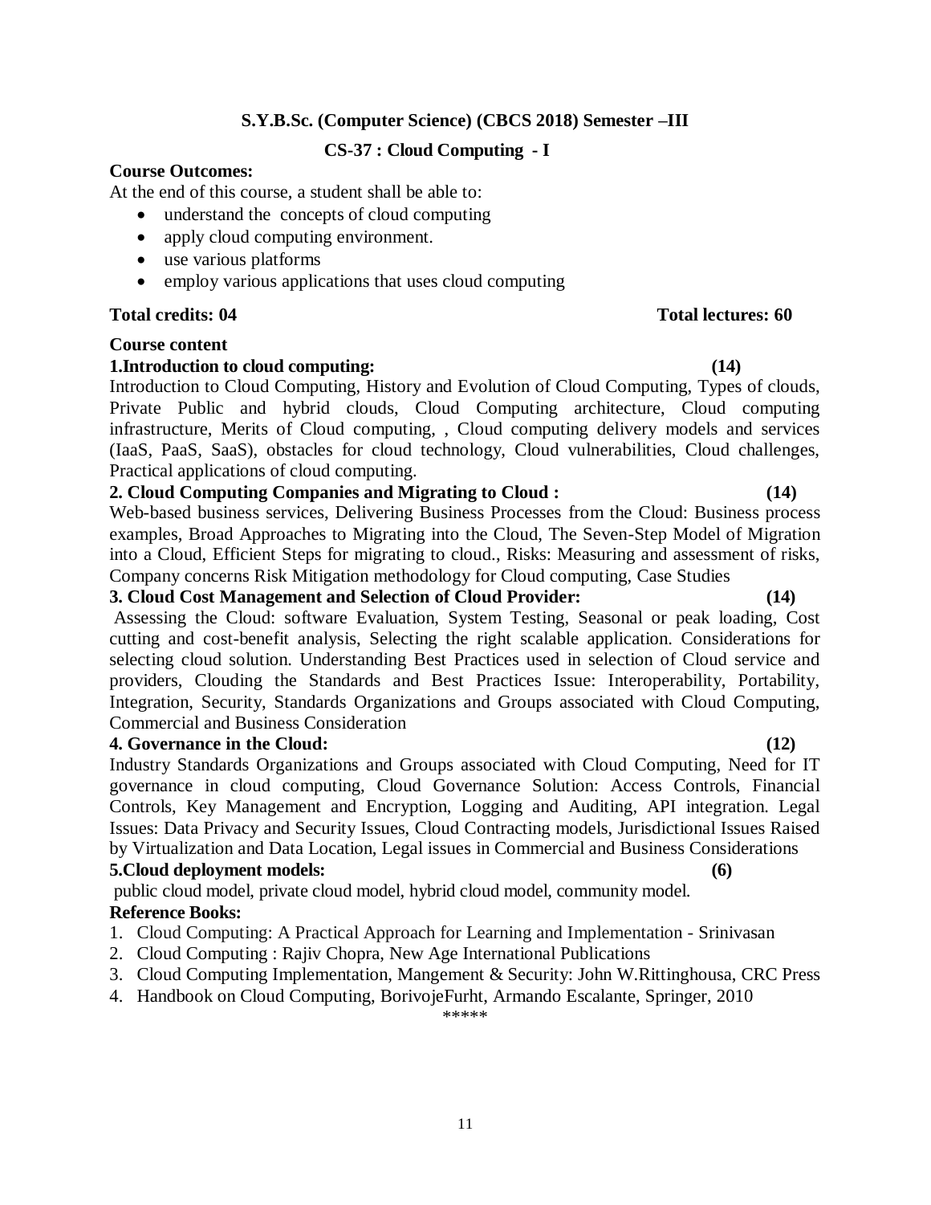**S.Y.B.Sc. (Computer Science) (CBCS 2018) Semester –III**

**CS-37 : Cloud Computing - I**

**Course Outcomes:**

At the end of this course, a student shall be able to:

- understand the concepts of cloud computing
- apply cloud computing environment.
- use various platforms
- employ various applications that uses cloud computing

**Total credits: 04** **Total lectures: 60**

**Course content**

**1.Introduction to cloud computing: (14)**

Introduction to Cloud Computing, History and Evolution of Cloud Computing, Types of clouds, Private Public and hybrid clouds, Cloud Computing architecture, Cloud computing infrastructure, Merits of Cloud computing, , Cloud computing delivery models and services (IaaS, PaaS, SaaS), obstacles for cloud technology, Cloud vulnerabilities, Cloud challenges, Practical applications of cloud computing.

**2. Cloud Computing Companies and Migrating to Cloud : (14)**

Web-based business services, Delivering Business Processes from the Cloud: Business process examples, Broad Approaches to Migrating into the Cloud, The Seven-Step Model of Migration into a Cloud, Efficient Steps for migrating to cloud., Risks: Measuring and assessment of risks, Company concerns Risk Mitigation methodology for Cloud computing, Case Studies

**3. Cloud Cost Management and Selection of Cloud Provider: (14)**

Assessing the Cloud: software Evaluation, System Testing, Seasonal or peak loading, Cost cutting and cost-benefit analysis, Selecting the right scalable application. Considerations for selecting cloud solution. Understanding Best Practices used in selection of Cloud service and providers, Clouding the Standards and Best Practices Issue: Interoperability, Portability, Integration, Security, Standards Organizations and Groups associated with Cloud Computing, Commercial and Business Consideration

**4. Governance in the Cloud: (12)**

Industry Standards Organizations and Groups associated with Cloud Computing, Need for IT governance in cloud computing, Cloud Governance Solution: Access Controls, Financial Controls, Key Management and Encryption, Logging and Auditing, API integration. Legal Issues: Data Privacy and Security Issues, Cloud Contracting models, Jurisdictional Issues Raised by Virtualization and Data Location, Legal issues in Commercial and Business Considerations

**5.Cloud deployment models: (6)**

public cloud model, private cloud model, hybrid cloud model, community model.

**Reference Books:**

1. Cloud Computing: A Practical Approach for Learning and Implementation - Srinivasan
2. Cloud Computing : Rajiv Chopra, New Age International Publications
3. Cloud Computing Implementation, Mangement & Security: John W.Rittinghousa, CRC Press
4. Handbook on Cloud Computing, BorivojeFurht, Armando Escalante, Springer, 2010

*****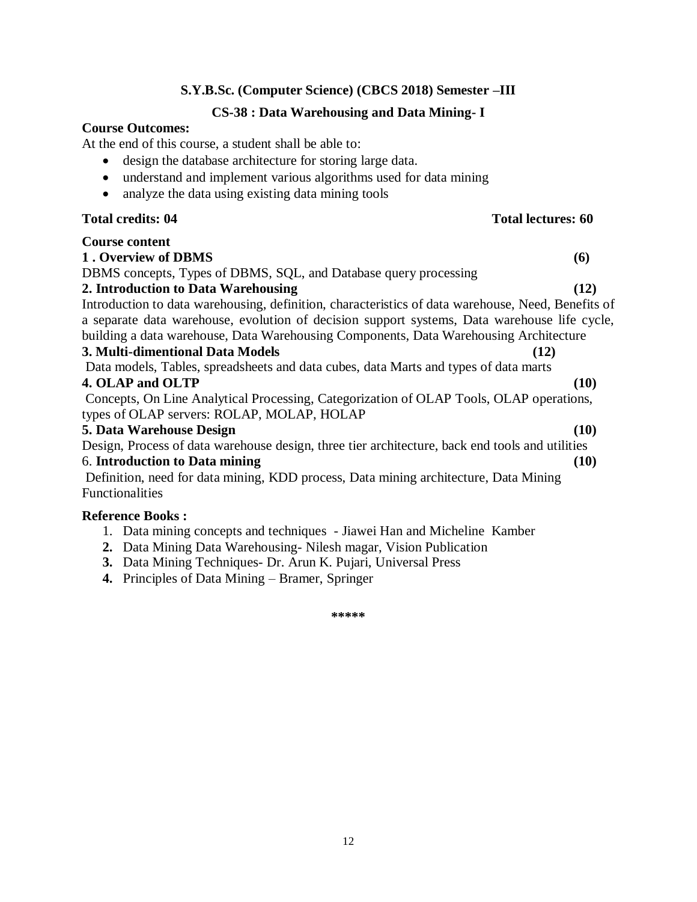**S.Y.B.Sc. (Computer Science) (CBCS 2018) Semester –III**

**CS-38 : Data Warehousing and Data Mining- I**

**Course Outcomes:**

At the end of this course, a student shall be able to:

- design the database architecture for storing large data.
- understand and implement various algorithms used for data mining
- analyze the data using existing data mining tools

**Total credits: 04** **Total lectures: 60**

**Course content**

**1 . Overview of DBMS** **(6)**

DBMS concepts, Types of DBMS, SQL, and Database query processing

**2. Introduction to Data Warehousing** **(12)**

Introduction to data warehousing, definition, characteristics of data warehouse, Need, Benefits of a separate data warehouse, evolution of decision support systems, Data warehouse life cycle, building a data warehouse, Data Warehousing Components, Data Warehousing Architecture

**3. Multi-dimentional Data Models** **(12)**

Data models, Tables, spreadsheets and data cubes, data Marts and types of data marts

**4. OLAP and OLTP** **(10)**

Concepts, On Line Analytical Processing, Categorization of OLAP Tools, OLAP operations, types of OLAP servers: ROLAP, MOLAP, HOLAP

**5. Data Warehouse Design** **(10)**

Design, Process of data warehouse design, three tier architecture, back end tools and utilities

6. **Introduction to Data mining** **(10)**

Definition, need for data mining, KDD process, Data mining architecture, Data Mining Functionalities

**Reference Books :**

1. Data mining concepts and techniques - Jiawei Han and Micheline Kamber
2. Data Mining Data Warehousing- Nilesh magar, Vision Publication
3. Data Mining Techniques- Dr. Arun K. Pujari, Universal Press
4. Principles of Data Mining – Bramer, Springer

*****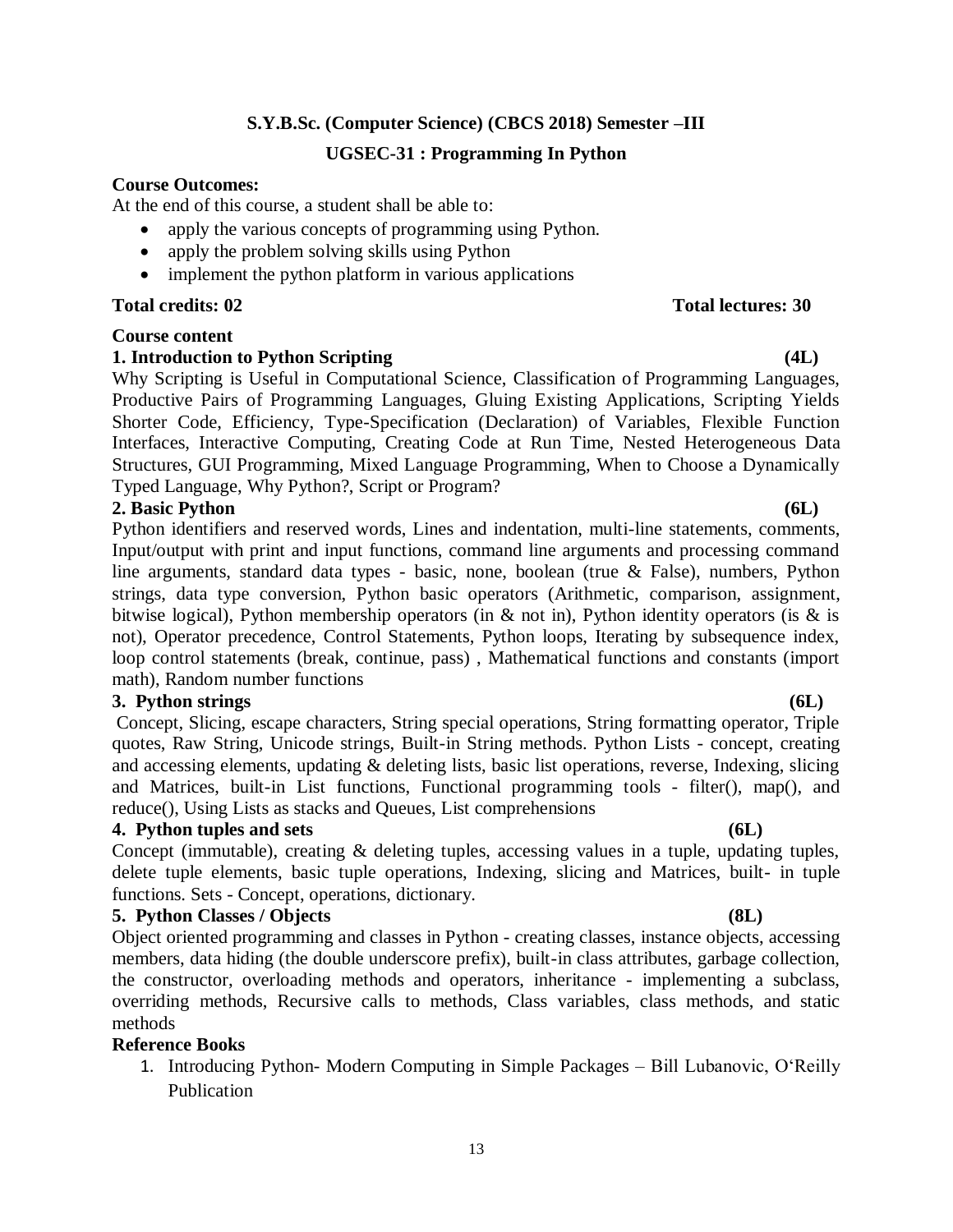## S.Y.B.Sc. (Computer Science) (CBCS 2018) Semester –III

## UGSEC-31 : Programming In Python

**Course Outcomes:**

At the end of this course, a student shall be able to:

- apply the various concepts of programming using Python.
- apply the problem solving skills using Python
- implement the python platform in various applications

**Total credits: 02** **Total lectures: 30**

**Course content**

**1. Introduction to Python Scripting (4L)**

Why Scripting is Useful in Computational Science, Classification of Programming Languages, Productive Pairs of Programming Languages, Gluing Existing Applications, Scripting Yields Shorter Code, Efficiency, Type-Specification (Declaration) of Variables, Flexible Function Interfaces, Interactive Computing, Creating Code at Run Time, Nested Heterogeneous Data Structures, GUI Programming, Mixed Language Programming, When to Choose a Dynamically Typed Language, Why Python?, Script or Program?

**2. Basic Python (6L)**

Python identifiers and reserved words, Lines and indentation, multi-line statements, comments, Input/output with print and input functions, command line arguments and processing command line arguments, standard data types - basic, none, boolean (true & False), numbers, Python strings, data type conversion, Python basic operators (Arithmetic, comparison, assignment, bitwise logical), Python membership operators (in & not in), Python identity operators (is & is not), Operator precedence, Control Statements, Python loops, Iterating by subsequence index, loop control statements (break, continue, pass) , Mathematical functions and constants (import math), Random number functions

**3. Python strings (6L)**

Concept, Slicing, escape characters, String special operations, String formatting operator, Triple quotes, Raw String, Unicode strings, Built-in String methods. Python Lists - concept, creating and accessing elements, updating & deleting lists, basic list operations, reverse, Indexing, slicing and Matrices, built-in List functions, Functional programming tools - filter(), map(), and reduce(), Using Lists as stacks and Queues, List comprehensions

**4. Python tuples and sets (6L)**

Concept (immutable), creating & deleting tuples, accessing values in a tuple, updating tuples, delete tuple elements, basic tuple operations, Indexing, slicing and Matrices, built- in tuple functions. Sets - Concept, operations, dictionary.

**5. Python Classes / Objects (8L)**

Object oriented programming and classes in Python - creating classes, instance objects, accessing members, data hiding (the double underscore prefix), built-in class attributes, garbage collection, the constructor, overloading methods and operators, inheritance - implementing a subclass, overriding methods, Recursive calls to methods, Class variables, class methods, and static methods

**Reference Books**

1. Introducing Python- Modern Computing in Simple Packages – Bill Lubanovic, O'Reilly Publication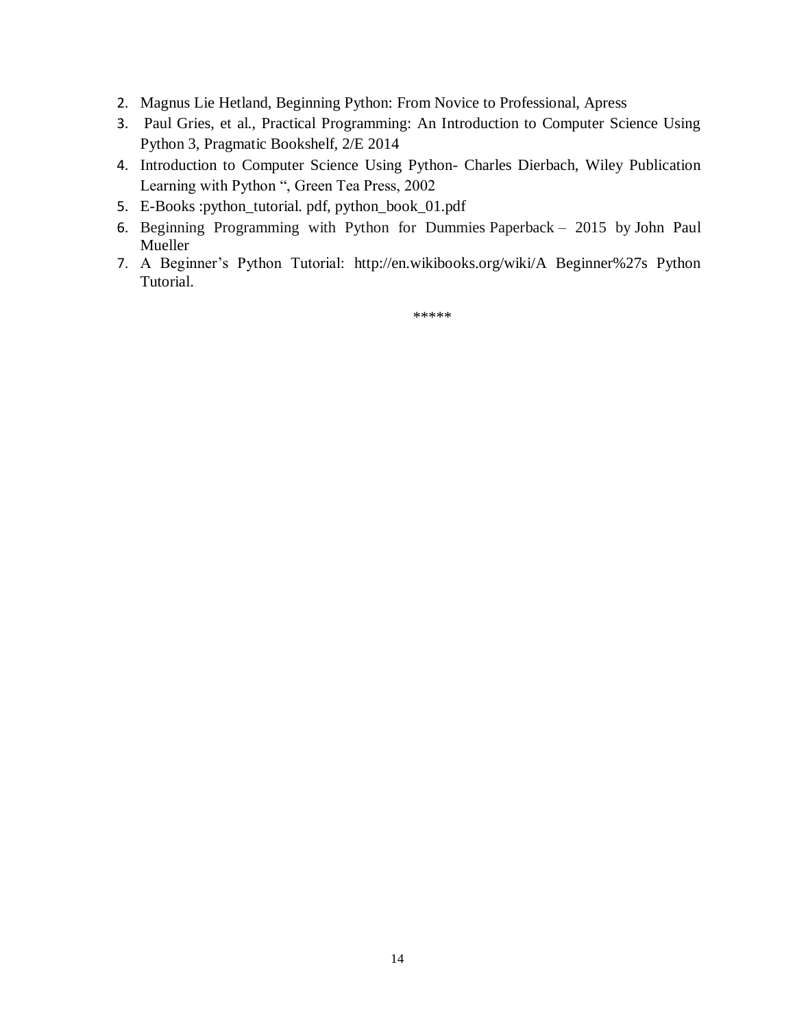2. Magnus Lie Hetland, Beginning Python: From Novice to Professional, Apress
3. Paul Gries, et al., Practical Programming: An Introduction to Computer Science Using Python 3, Pragmatic Bookshelf, 2/E 2014
4. Introduction to Computer Science Using Python- Charles Dierbach, Wiley Publication Learning with Python ", Green Tea Press, 2002
5. E-Books :python_tutorial. pdf, python_book_01.pdf
6. Beginning Programming with Python for Dummies Paperback – 2015 by John Paul Mueller
7. A Beginner's Python Tutorial: http://en.wikibooks.org/wiki/A Beginner%27s Python Tutorial.

*****